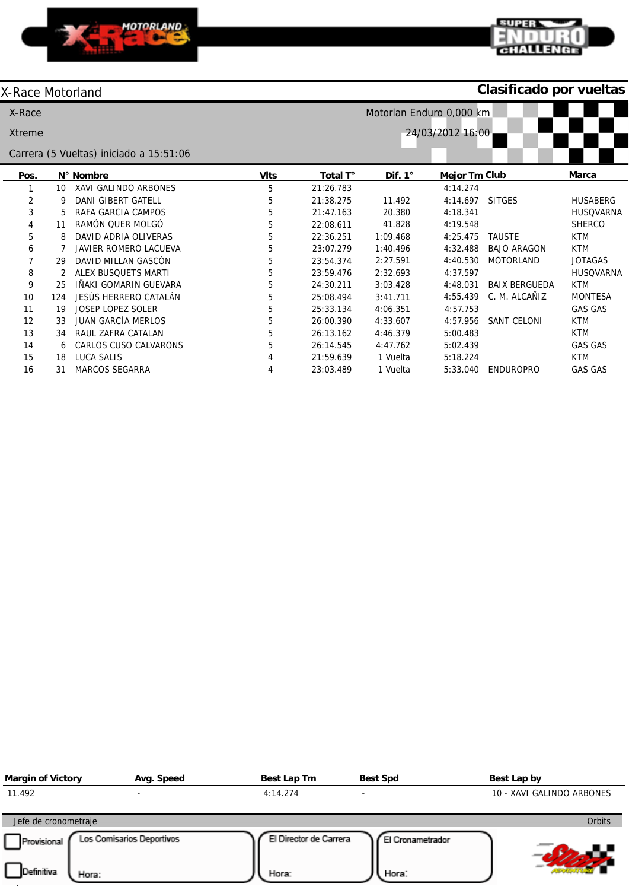X-Race Motorland

**Clasificado por vueltas**

X-Race

Xtreme

Carrera (5 Vueltas) iniciado a 15:51:06

Motorlan Enduro 0,000 km

24/03/2012 16:00

| Pos. | N° | Nombre | Vlts | Total T° | Dif. 1° | Mejor Tm | Club | Marca |
|---|---|---|---|---|---|---|---|---|
| 1 | 10 | XAVI GALINDO ARBONES | 5 | 21:26.783 | | 4:14.274 | | |
| 2 | 9 | DANI GIBERT GATELL | 5 | 21:38.275 | 11.492 | 4:14.697 | SITGES | HUSABERG |
| 3 | 5 | RAFA GARCIA CAMPOS | 5 | 21:47.163 | 20.380 | 4:18.341 | | HUSQVARNA |
| 4 | 11 | RAMÓN QUER MOLGÓ | 5 | 22:08.611 | 41.828 | 4:19.548 | | SHERCO |
| 5 | 8 | DAVID ADRIA OLIVERAS | 5 | 22:36.251 | 1:09.468 | 4:25.475 | TAUSTE | KTM |
| 6 | 7 | JAVIER ROMERO LACUEVA | 5 | 23:07.279 | 1:40.496 | 4:32.488 | BAJO ARAGON | KTM |
| 7 | 29 | DAVID MILLAN GASCÓN | 5 | 23:54.374 | 2:27.591 | 4:40.530 | MOTORLAND | JOTAGAS |
| 8 | 2 | ALEX BUSQUETS MARTI | 5 | 23:59.476 | 2:32.693 | 4:37.597 | | HUSQVARNA |
| 9 | 25 | IÑAKI GOMARIN GUEVARA | 5 | 24:30.211 | 3:03.428 | 4:48.031 | BAIX BERGUEDA | KTM |
| 10 | 124 | JESÚS HERRERO CATALÁN | 5 | 25:08.494 | 3:41.711 | 4:55.439 | C. M. ALCAÑIZ | MONTESA |
| 11 | 19 | JOSEP LOPEZ SOLER | 5 | 25:33.134 | 4:06.351 | 4:57.753 | | GAS GAS |
| 12 | 33 | JUAN GARCÍA MERLOS | 5 | 26:00.390 | 4:33.607 | 4:57.956 | SANT CELONI | KTM |
| 13 | 34 | RAUL ZAFRA CATALAN | 5 | 26:13.162 | 4:46.379 | 5:00.483 | | KTM |
| 14 | 6 | CARLOS CUSO CALVARONS | 5 | 26:14.545 | 4:47.762 | 5:02.439 | | GAS GAS |
| 15 | 18 | LUCA SALIS | 4 | 21:59.639 | 1 Vuelta | 5:18.224 | | KTM |
| 16 | 31 | MARCOS SEGARRA | 4 | 23:03.489 | 1 Vuelta | 5:33.040 | ENDUROPRO | GAS GAS |

| Margin of Victory | Avg. Speed | Best Lap Tm | Best Spd | Best Lap by |
|---|---|---|---|---|
| 11.492 | - | 4:14.274 | - | 10 - XAVI GALINDO ARBONES |

Jefe de cronometraje

Orbits

- [ ] Provisional
- [ ] Definitiva

Los Comisarios Deportivos

Hora:

El Director de Carrera

Hora:

El Cronametrador

Hora: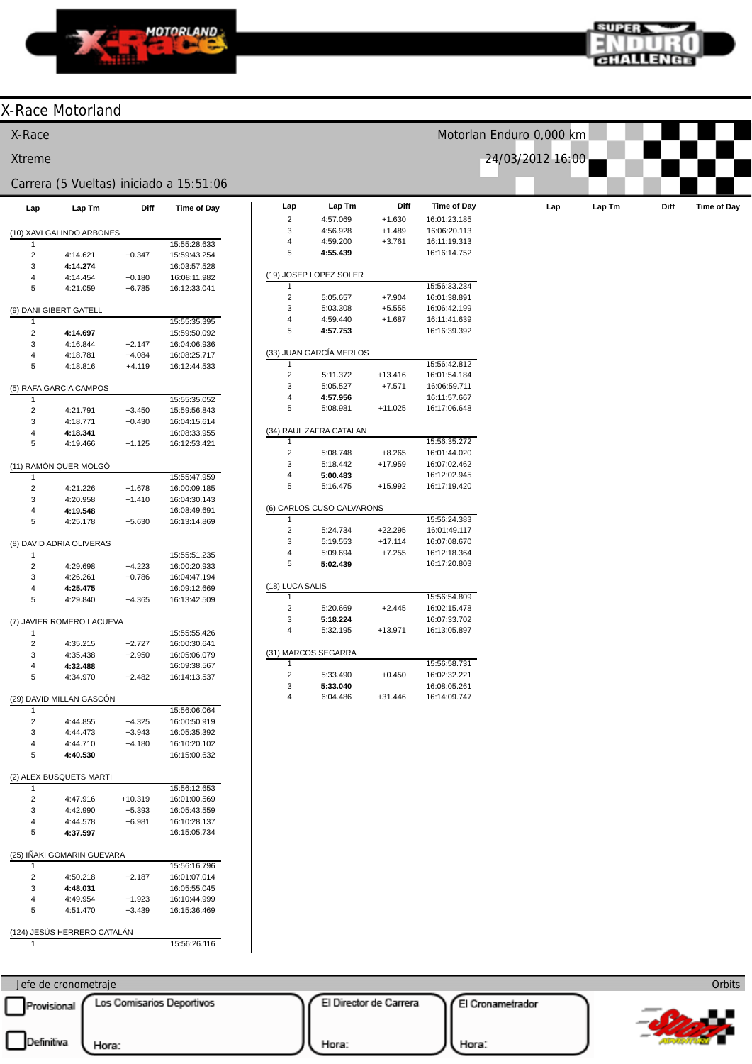# X-Race Motorland

X-Race — Motorlan Enduro 0,000 km

Xtreme — 24/03/2012 16:00

Carrera (5 Vueltas) iniciado a 15:51:06

| Lap | Lap Tm | Diff | Time of Day |
|---|---|---|---|
| **(10) XAVI GALINDO ARBONES** | | | |
| 1 | | | 15:55:28.633 |
| 2 | 4:14.621 | +0.347 | 15:59:43.254 |
| 3 | **4:14.274** | | 16:03:57.528 |
| 4 | 4:14.454 | +0.180 | 16:08:11.982 |
| 5 | 4:21.059 | +6.785 | 16:12:33.041 |
| **(9) DANI GIBERT GATELL** | | | |
| 1 | | | 15:55:35.395 |
| 2 | **4:14.697** | | 15:59:50.092 |
| 3 | 4:16.844 | +2.147 | 16:04:06.936 |
| 4 | 4:18.781 | +4.084 | 16:08:25.717 |
| 5 | 4:18.816 | +4.119 | 16:12:44.533 |
| **(5) RAFA GARCIA CAMPOS** | | | |
| 1 | | | 15:55:35.052 |
| 2 | 4:21.791 | +3.450 | 15:59:56.843 |
| 3 | 4:18.771 | +0.430 | 16:04:15.614 |
| 4 | **4:18.341** | | 16:08:33.955 |
| 5 | 4:19.466 | +1.125 | 16:12:53.421 |
| **(11) RAMÓN QUER MOLGÓ** | | | |
| 1 | | | 15:55:47.959 |
| 2 | 4:21.226 | +1.678 | 16:00:09.185 |
| 3 | 4:20.958 | +1.410 | 16:04:30.143 |
| 4 | **4:19.548** | | 16:08:49.691 |
| 5 | 4:25.178 | +5.630 | 16:13:14.869 |
| **(8) DAVID ADRIA OLIVERAS** | | | |
| 1 | | | 15:55:51.235 |
| 2 | 4:29.698 | +4.223 | 16:00:20.933 |
| 3 | 4:26.261 | +0.786 | 16:04:47.194 |
| 4 | **4:25.475** | | 16:09:12.669 |
| 5 | 4:29.840 | +4.365 | 16:13:42.509 |
| **(7) JAVIER ROMERO LACUEVA** | | | |
| 1 | | | 15:55:55.426 |
| 2 | 4:35.215 | +2.727 | 16:00:30.641 |
| 3 | 4:35.438 | +2.950 | 16:05:06.079 |
| 4 | **4:32.488** | | 16:09:38.567 |
| 5 | 4:34.970 | +2.482 | 16:14:13.537 |
| **(29) DAVID MILLAN GASCÓN** | | | |
| 1 | | | 15:56:06.064 |
| 2 | 4:44.855 | +4.325 | 16:00:50.919 |
| 3 | 4:44.473 | +3.943 | 16:05:35.392 |
| 4 | 4:44.710 | +4.180 | 16:10:20.102 |
| 5 | **4:40.530** | | 16:15:00.632 |
| **(2) ALEX BUSQUETS MARTI** | | | |
| 1 | | | 15:56:12.653 |
| 2 | 4:47.916 | +10.319 | 16:01:00.569 |
| 3 | 4:42.990 | +5.393 | 16:05:43.559 |
| 4 | 4:44.578 | +6.981 | 16:10:28.137 |
| 5 | **4:37.597** | | 16:15:05.734 |
| **(25) IÑAKI GOMARIN GUEVARA** | | | |
| 1 | | | 15:56:16.796 |
| 2 | 4:50.218 | +2.187 | 16:01:07.014 |
| 3 | **4:48.031** | | 16:05:55.045 |
| 4 | 4:49.954 | +1.923 | 16:10:44.999 |
| 5 | 4:51.470 | +3.439 | 16:15:36.469 |
| **(124) JESÚS HERRERO CATALÁN** | | | |
| 1 | | | 15:56:26.116 |
| 2 | 4:57.069 | +1.630 | 16:01:23.185 |
| 3 | 4:56.928 | +1.489 | 16:06:20.113 |
| 4 | 4:59.200 | +3.761 | 16:11:19.313 |
| 5 | **4:55.439** | | 16:16:14.752 |
| **(19) JOSEP LOPEZ SOLER** | | | |
| 1 | | | 15:56:33.234 |
| 2 | 5:05.657 | +7.904 | 16:01:38.891 |
| 3 | 5:03.308 | +5.555 | 16:06:42.199 |
| 4 | 4:59.440 | +1.687 | 16:11:41.639 |
| 5 | **4:57.753** | | 16:16:39.392 |
| **(33) JUAN GARCÍA MERLOS** | | | |
| 1 | | | 15:56:42.812 |
| 2 | 5:11.372 | +13.416 | 16:01:54.184 |
| 3 | 5:05.527 | +7.571 | 16:06:59.711 |
| 4 | **4:57.956** | | 16:11:57.667 |
| 5 | 5:08.981 | +11.025 | 16:17:06.648 |
| **(34) RAUL ZAFRA CATALAN** | | | |
| 1 | | | 15:56:35.272 |
| 2 | 5:08.748 | +8.265 | 16:01:44.020 |
| 3 | 5:18.442 | +17.959 | 16:07:02.462 |
| 4 | **5:00.483** | | 16:12:02.945 |
| 5 | 5:16.475 | +15.992 | 16:17:19.420 |
| **(6) CARLOS CUSO CALVARONS** | | | |
| 1 | | | 15:56:24.383 |
| 2 | 5:24.734 | +22.295 | 16:01:49.117 |
| 3 | 5:19.553 | +17.114 | 16:07:08.670 |
| 4 | 5:09.694 | +7.255 | 16:12:18.364 |
| 5 | **5:02.439** | | 16:17:20.803 |
| **(18) LUCA SALIS** | | | |
| 1 | | | 15:56:54.809 |
| 2 | 5:20.669 | +2.445 | 16:02:15.478 |
| 3 | **5:18.224** | | 16:07:33.702 |
| 4 | 5:32.195 | +13.971 | 16:13:05.897 |
| **(31) MARCOS SEGARRA** | | | |
| 1 | | | 15:56:58.731 |
| 2 | 5:33.490 | +0.450 | 16:02:32.221 |
| 3 | **5:33.040** | | 16:08:05.261 |
| 4 | 6:04.486 | +31.446 | 16:14:09.747 |

Jefe de cronometraje — Orbits

Provisional | Los Comisarios Deportivos | El Director de Carrera | El Cronometrador

Definitiva | Hora: | Hora: | Hora: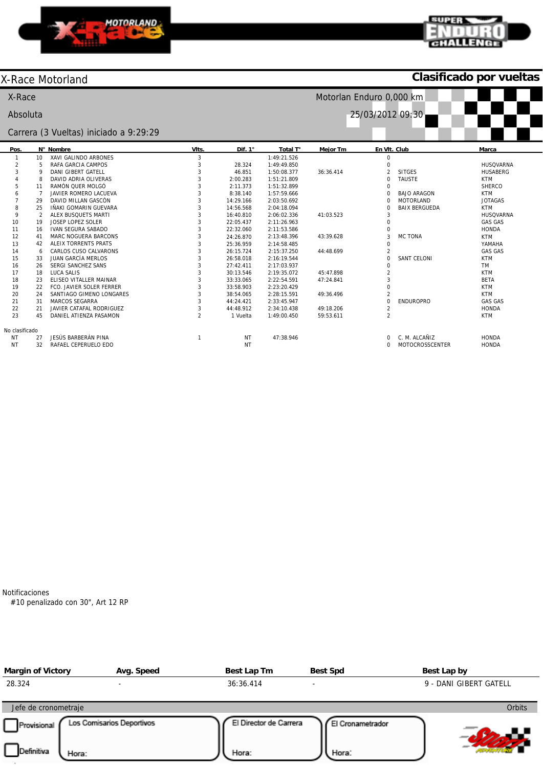# X-Race Motorland

## Clasificado por vueltas

X-Race — Motorlan Enduro 0,000 km

Absoluta — 25/03/2012 09:30

Carrera (3 Vueltas) iniciado a 9:29:29

| Pos. | N° | Nombre | Vlts. | Dif. 1° | Total T° | Mejor Tm | En Vlt. | Club | Marca |
|---|---|---|---|---|---|---|---|---|---|
| 1 | 10 | XAVI GALINDO ARBONES | 3 | | 1:49:21.526 | | 0 | | |
| 2 | 5 | RAFA GARCIA CAMPOS | 3 | 28.324 | 1:49:49.850 | | 0 | | HUSQVARNA |
| 3 | 9 | DANI GIBERT GATELL | 3 | 46.851 | 1:50:08.377 | 36:36.414 | 2 | SITGES | HUSABERG |
| 4 | 8 | DAVID ADRIA OLIVERAS | 3 | 2:00.283 | 1:51:21.809 | | 0 | TAUSTE | KTM |
| 5 | 11 | RAMÓN QUER MOLGÓ | 3 | 2:11.373 | 1:51:32.899 | | 0 | | SHERCO |
| 6 | 7 | JAVIER ROMERO LACUEVA | 3 | 8:38.140 | 1:57:59.666 | | 0 | BAJO ARAGON | KTM |
| 7 | 29 | DAVID MILLAN GASCÓN | 3 | 14:29.166 | 2:03:50.692 | | 0 | MOTORLAND | JOTAGAS |
| 8 | 25 | IÑAKI GOMARIN GUEVARA | 3 | 14:56.568 | 2:04:18.094 | | 0 | BAIX BERGUEDA | KTM |
| 9 | 2 | ALEX BUSQUETS MARTI | 3 | 16:40.810 | 2:06:02.336 | 41:03.523 | 3 | | HUSQVARNA |
| 10 | 19 | JOSEP LOPEZ SOLER | 3 | 22:05.437 | 2:11:26.963 | | 0 | | GAS GAS |
| 11 | 16 | IVAN SEGURA SABADO | 3 | 22:32.060 | 2:11:53.586 | | 0 | | HONDA |
| 12 | 41 | MARC NOGUERA BARCONS | 3 | 24:26.870 | 2:13:48.396 | 43:39.628 | 3 | MC TONA | KTM |
| 13 | 42 | ALEIX TORRENTS PRATS | 3 | 25:36.959 | 2:14:58.485 | | 0 | | YAMAHA |
| 14 | 6 | CARLOS CUSO CALVARONS | 3 | 26:15.724 | 2:15:37.250 | 44:48.699 | 2 | | GAS GAS |
| 15 | 33 | JUAN GARCÍA MERLOS | 3 | 26:58.018 | 2:16:19.544 | | 0 | SANT CELONI | KTM |
| 16 | 26 | SERGI SANCHEZ SANS | 3 | 27:42.411 | 2:17:03.937 | | 0 | | TM |
| 17 | 18 | LUCA SALIS | 3 | 30:13.546 | 2:19:35.072 | 45:47.898 | 2 | | KTM |
| 18 | 23 | ELISEO VITALLER MAINAR | 3 | 33:33.065 | 2:22:54.591 | 47:24.841 | 3 | | BETA |
| 19 | 22 | FCO. JAVIER SOLER FERRER | 3 | 33:58.903 | 2:23:20.429 | | 0 | | KTM |
| 20 | 24 | SANTIAGO GIMENO LONGARES | 3 | 38:54.065 | 2:28:15.591 | 49:36.496 | 2 | | KTM |
| 21 | 31 | MARCOS SEGARRA | 3 | 44:24.421 | 2:33:45.947 | | 0 | ENDUROPRO | GAS GAS |
| 22 | 21 | JAVIER CATAFAL RODRIGUEZ | 3 | 44:48.912 | 2:34:10.438 | 49:18.206 | 2 | | HONDA |
| 23 | 45 | DANIEL ATIENZA PASAMON | 2 | 1 Vuelta | 1:49:00.450 | 59:53.611 | 2 | | KTM |
| No clasificado | | | | | | | | | |
| NT | 27 | JESÚS BARBERÁN PINA | 1 | NT | 47:38.946 | | 0 | C. M. ALCAÑIZ | HONDA |
| NT | 32 | RAFAEL CEPERUELO EDO | | NT | | | 0 | MOTOCROSSCENTER | HONDA |

Notificaciones

#10 penalizado con 30", Art 12 RP

| Margin of Victory | Avg. Speed | Best Lap Tm | Best Spd | Best Lap by |
|---|---|---|---|---|
| 28.324 | - | 36:36.414 | - | 9 - DANI GIBERT GATELL |

Jefe de cronometraje — Orbits

☐ Provisional — Los Comisarios Deportivos — El Director de Carrera — El Cronometrador

☐ Definitiva — Hora: — Hora: — Hora: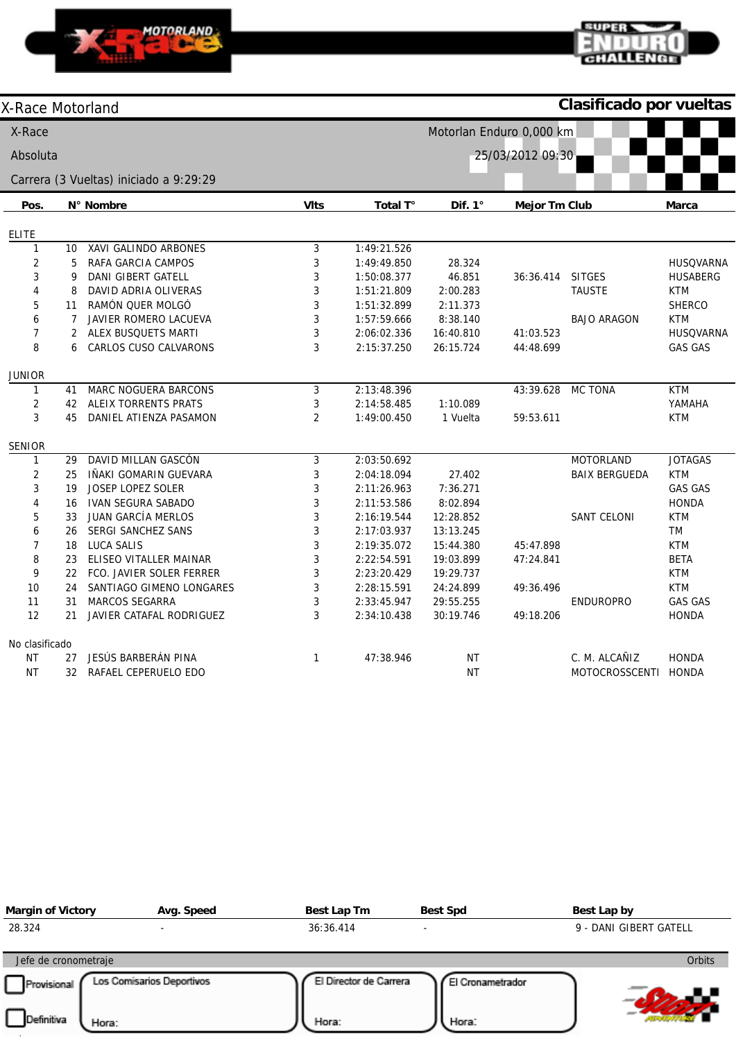# X-Race Motorland

**Clasificado por vueltas**

X-Race — Motorlan Enduro 0,000 km

Absoluta — 25/03/2012 09:30

Carrera (3 Vueltas) iniciado a 9:29:29

| Pos. | N° | Nombre | Vlts | Total T° | Dif. 1° | Mejor Tm | Club | Marca |
|---|---|---|---|---|---|---|---|---|
| **ELITE** | | | | | | | | |
| 1 | 10 | XAVI GALINDO ARBONES | 3 | 1:49:21.526 | | | | |
| 2 | 5 | RAFA GARCIA CAMPOS | 3 | 1:49:49.850 | 28.324 | | | HUSQVARNA |
| 3 | 9 | DANI GIBERT GATELL | 3 | 1:50:08.377 | 46.851 | 36:36.414 | SITGES | HUSABERG |
| 4 | 8 | DAVID ADRIA OLIVERAS | 3 | 1:51:21.809 | 2:00.283 | | TAUSTE | KTM |
| 5 | 11 | RAMÓN QUER MOLGÓ | 3 | 1:51:32.899 | 2:11.373 | | | SHERCO |
| 6 | 7 | JAVIER ROMERO LACUEVA | 3 | 1:57:59.666 | 8:38.140 | | BAJO ARAGON | KTM |
| 7 | 2 | ALEX BUSQUETS MARTI | 3 | 2:06:02.336 | 16:40.810 | 41:03.523 | | HUSQVARNA |
| 8 | 6 | CARLOS CUSO CALVARONS | 3 | 2:15:37.250 | 26:15.724 | 44:48.699 | | GAS GAS |
| **JUNIOR** | | | | | | | | |
| 1 | 41 | MARC NOGUERA BARCONS | 3 | 2:13:48.396 | | 43:39.628 | MC TONA | KTM |
| 2 | 42 | ALEIX TORRENTS PRATS | 3 | 2:14:58.485 | 1:10.089 | | | YAMAHA |
| 3 | 45 | DANIEL ATIENZA PASAMON | 2 | 1:49:00.450 | 1 Vuelta | 59:53.611 | | KTM |
| **SENIOR** | | | | | | | | |
| 1 | 29 | DAVID MILLAN GASCÓN | 3 | 2:03:50.692 | | | MOTORLAND | JOTAGAS |
| 2 | 25 | IÑAKI GOMARIN GUEVARA | 3 | 2:04:18.094 | 27.402 | | BAIX BERGUEDA | KTM |
| 3 | 19 | JOSEP LOPEZ SOLER | 3 | 2:11:26.963 | 7:36.271 | | | GAS GAS |
| 4 | 16 | IVAN SEGURA SABADO | 3 | 2:11:53.586 | 8:02.894 | | | HONDA |
| 5 | 33 | JUAN GARCÍA MERLOS | 3 | 2:16:19.544 | 12:28.852 | | SANT CELONI | KTM |
| 6 | 26 | SERGI SANCHEZ SANS | 3 | 2:17:03.937 | 13:13.245 | | | TM |
| 7 | 18 | LUCA SALIS | 3 | 2:19:35.072 | 15:44.380 | 45:47.898 | | KTM |
| 8 | 23 | ELISEO VITALLER MAINAR | 3 | 2:22:54.591 | 19:03.899 | 47:24.841 | | BETA |
| 9 | 22 | FCO. JAVIER SOLER FERRER | 3 | 2:23:20.429 | 19:29.737 | | | KTM |
| 10 | 24 | SANTIAGO GIMENO LONGARES | 3 | 2:28:15.591 | 24:24.899 | 49:36.496 | | KTM |
| 11 | 31 | MARCOS SEGARRA | 3 | 2:33:45.947 | 29:55.255 | | ENDUROPRO | GAS GAS |
| 12 | 21 | JAVIER CATAFAL RODRIGUEZ | 3 | 2:34:10.438 | 30:19.746 | 49:18.206 | | HONDA |
| **No clasificado** | | | | | | | | |
| NT | 27 | JESÚS BARBERÁN PINA | 1 | 47:38.946 | NT | | C. M. ALCAÑIZ | HONDA |
| NT | 32 | RAFAEL CEPERUELO EDO | | | NT | | MOTOCROSSCENTI | HONDA |

| Margin of Victory | Avg. Speed | Best Lap Tm | Best Spd | Best Lap by |
|---|---|---|---|---|
| 28.324 | - | 36:36.414 | - | 9 - DANI GIBERT GATELL |

Jefe de cronometraje — Orbits

Provisional / Definitiva

Los Comisarios Deportivos — Hora:

El Director de Carrera — Hora:

El Cronametrador — Hora: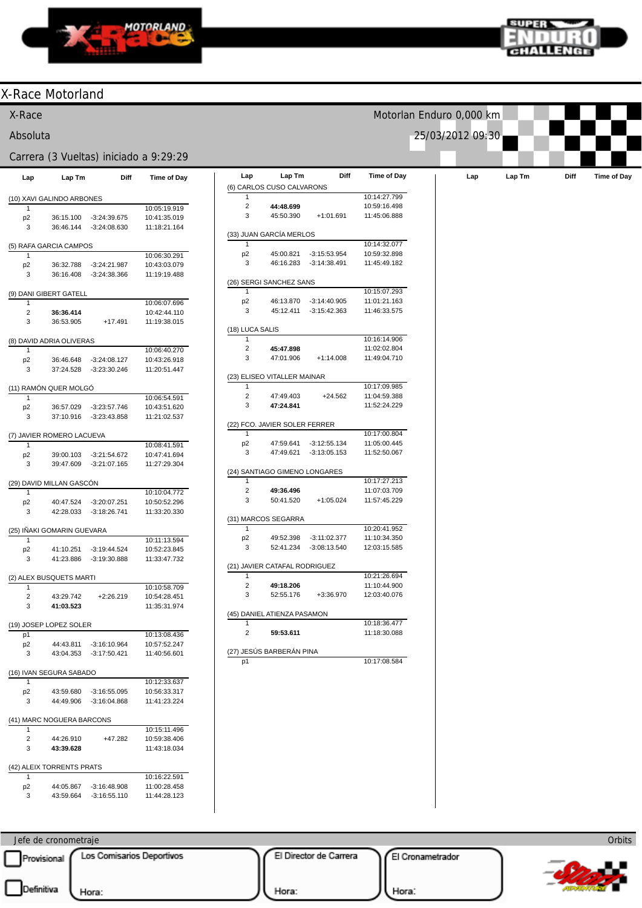# X-Race Motorland

X-Race — Motorlan Enduro 0,000 km

Absoluta — 25/03/2012 09:30

Carrera (3 Vueltas) iniciado a 9:29:29

| Lap | Lap Tm | Diff | Time of Day |
|---|---|---|---|
| **(10) XAVI GALINDO ARBONES** | | | |
| 1 | | | 10:05:19.919 |
| p2 | 36:15.100 | -3:24:39.675 | 10:41:35.019 |
| 3 | 36:46.144 | -3:24:08.630 | 11:18:21.164 |
| **(5) RAFA GARCIA CAMPOS** | | | |
| 1 | | | 10:06:30.291 |
| p2 | 36:32.788 | -3:24:21.987 | 10:43:03.079 |
| 3 | 36:16.408 | -3:24:38.366 | 11:19:19.488 |
| **(9) DANI GIBERT GATELL** | | | |
| 1 | | | 10:06:07.696 |
| 2 | **36:36.414** | | 10:42:44.110 |
| 3 | 36:53.905 | +17.491 | 11:19:38.015 |
| **(8) DAVID ADRIA OLIVERAS** | | | |
| 1 | | | 10:06:40.270 |
| p2 | 36:46.648 | -3:24:08.127 | 10:43:26.918 |
| 3 | 37:24.528 | -3:23:30.246 | 11:20:51.447 |
| **(11) RAMÓN QUER MOLGÓ** | | | |
| 1 | | | 10:06:54.591 |
| p2 | 36:57.029 | -3:23:57.746 | 10:43:51.620 |
| 3 | 37:10.916 | -3:23:43.858 | 11:21:02.537 |
| **(7) JAVIER ROMERO LACUEVA** | | | |
| 1 | | | 10:08:41.591 |
| p2 | 39:00.103 | -3:21:54.672 | 10:47:41.694 |
| 3 | 39:47.609 | -3:21:07.165 | 11:27:29.304 |
| **(29) DAVID MILLAN GASCÓN** | | | |
| 1 | | | 10:10:04.772 |
| p2 | 40:47.524 | -3:20:07.251 | 10:50:52.296 |
| 3 | 42:28.033 | -3:18:26.741 | 11:33:20.330 |
| **(25) IÑAKI GOMARIN GUEVARA** | | | |
| 1 | | | 10:11:13.594 |
| p2 | 41:10.251 | -3:19:44.524 | 10:52:23.845 |
| 3 | 41:23.886 | -3:19:30.888 | 11:33:47.732 |
| **(2) ALEX BUSQUETS MARTI** | | | |
| 1 | | | 10:10:58.709 |
| 2 | 43:29.742 | +2:26.219 | 10:54:28.451 |
| 3 | **41:03.523** | | 11:35:31.974 |
| **(19) JOSEP LOPEZ SOLER** | | | |
| p1 | | | 10:13:08.436 |
| p2 | 44:43.811 | -3:16:10.964 | 10:57:52.247 |
| 3 | 43:04.353 | -3:17:50.421 | 11:40:56.601 |
| **(16) IVAN SEGURA SABADO** | | | |
| 1 | | | 10:12:33.637 |
| p2 | 43:59.680 | -3:16:55.095 | 10:56:33.317 |
| 3 | 44:49.906 | -3:16:04.868 | 11:41:23.224 |
| **(41) MARC NOGUERA BARCONS** | | | |
| 1 | | | 10:15:11.496 |
| 2 | 44:26.910 | +47.282 | 10:59:38.406 |
| 3 | **43:39.628** | | 11:43:18.034 |
| **(42) ALEIX TORRENTS PRATS** | | | |
| 1 | | | 10:16:22.591 |
| p2 | 44:05.867 | -3:16:48.908 | 11:00:28.458 |
| 3 | 43:59.664 | -3:16:55.110 | 11:44:28.123 |
| **(6) CARLOS CUSO CALVARONS** | | | |
| 1 | | | 10:14:27.799 |
| 2 | **44:48.699** | | 10:59:16.498 |
| 3 | 45:50.390 | +1:01.691 | 11:45:06.888 |
| **(33) JUAN GARCÍA MERLOS** | | | |
| 1 | | | 10:14:32.077 |
| p2 | 45:00.821 | -3:15:53.954 | 10:59:32.898 |
| 3 | 46:16.283 | -3:14:38.491 | 11:45:49.182 |
| **(26) SERGI SANCHEZ SANS** | | | |
| 1 | | | 10:15:07.293 |
| p2 | 46:13.870 | -3:14:40.905 | 11:01:21.163 |
| 3 | 45:12.411 | -3:15:42.363 | 11:46:33.575 |
| **(18) LUCA SALIS** | | | |
| 1 | | | 10:16:14.906 |
| 2 | **45:47.898** | | 11:02:02.804 |
| 3 | 47:01.906 | +1:14.008 | 11:49:04.710 |
| **(23) ELISEO VITALLER MAINAR** | | | |
| 1 | | | 10:17:09.985 |
| 2 | 47:49.403 | +24.562 | 11:04:59.388 |
| 3 | **47:24.841** | | 11:52:24.229 |
| **(22) FCO. JAVIER SOLER FERRER** | | | |
| 1 | | | 10:17:00.804 |
| p2 | 47:59.641 | -3:12:55.134 | 11:05:00.445 |
| 3 | 47:49.621 | -3:13:05.153 | 11:52:50.067 |
| **(24) SANTIAGO GIMENO LONGARES** | | | |
| 1 | | | 10:17:27.213 |
| 2 | **49:36.496** | | 11:07:03.709 |
| 3 | 50:41.520 | +1:05.024 | 11:57:45.229 |
| **(31) MARCOS SEGARRA** | | | |
| 1 | | | 10:20:41.952 |
| p2 | 49:52.398 | -3:11:02.377 | 11:10:34.350 |
| 3 | 52:41.234 | -3:08:13.540 | 12:03:15.585 |
| **(21) JAVIER CATAFAL RODRIGUEZ** | | | |
| 1 | | | 10:21:26.694 |
| 2 | **49:18.206** | | 11:10:44.900 |
| 3 | 52:55.176 | +3:36.970 | 12:03:40.076 |
| **(45) DANIEL ATIENZA PASAMON** | | | |
| 1 | | | 10:18:36.477 |
| 2 | **59:53.611** | | 11:18:30.088 |
| **(27) JESÚS BARBERÁN PINA** | | | |
| p1 | | | 10:17:08.584 |

Jefe de cronometraje — Orbits

Provisional | Definitiva

Los Comisarios Deportivos — Hora:

El Director de Carrera — Hora:

El Cronametrador — Hora: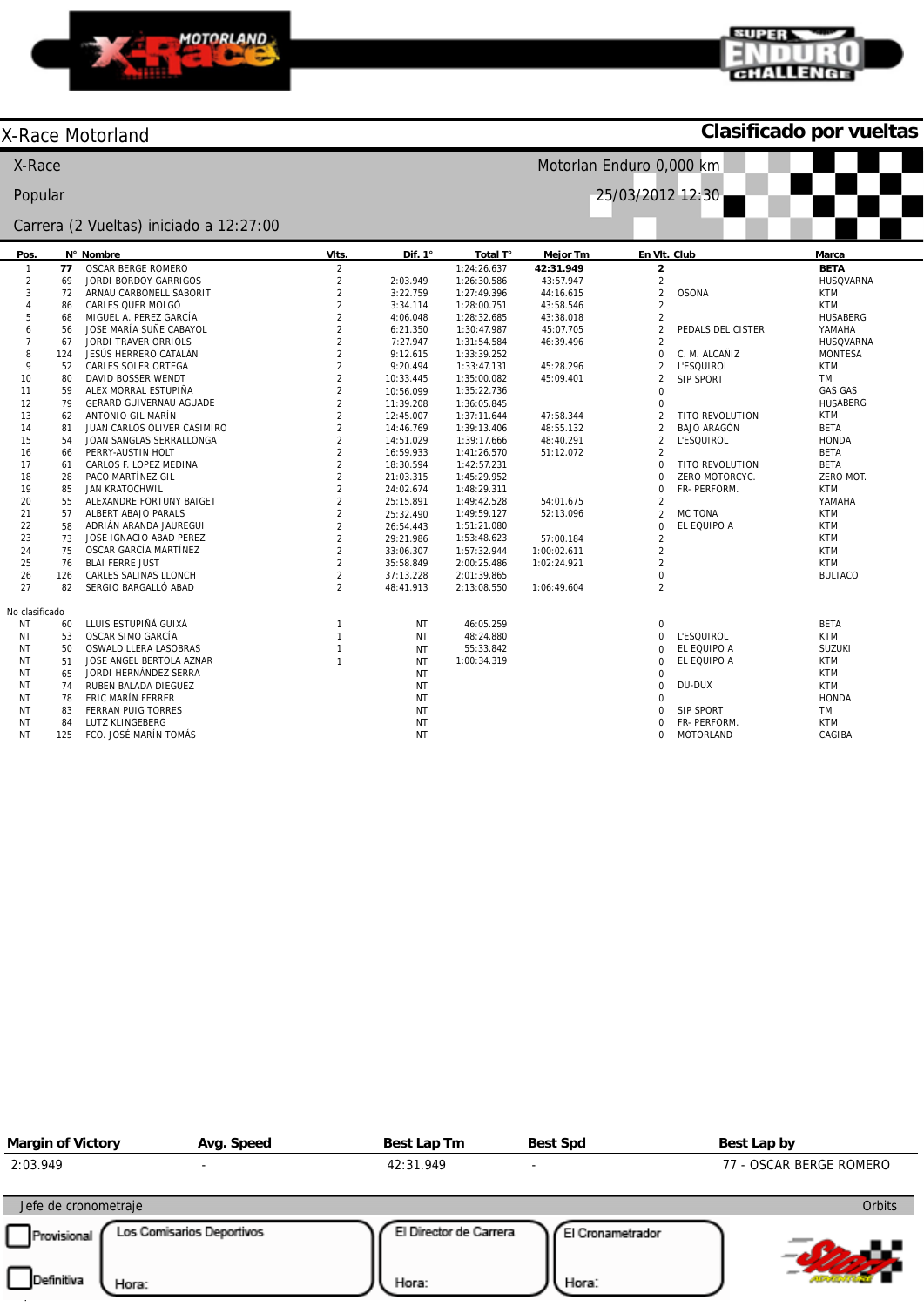# X-Race Motorland

## Clasificado por vueltas

X-Race — Motorlan Enduro 0,000 km

Popular — 25/03/2012 12:30

Carrera (2 Vueltas) iniciado a 12:27:00

| Pos. | N° | Nombre | Vlts. | Dif. 1° | Total T° | Mejor Tm | En Vlt. | Club | Marca |
|---|---|---|---|---|---|---|---|---|---|
| 1 | **77** | OSCAR BERGE ROMERO | 2 | | 1:24:26.637 | **42:31.949** | **2** | | **BETA** |
| 2 | 69 | JORDI BORDOY GARRIGOS | 2 | 2:03.949 | 1:26:30.586 | 43:57.947 | 2 | | HUSQVARNA |
| 3 | 72 | ARNAU CARBONELL SABORIT | 2 | 3:22.759 | 1:27:49.396 | 44:16.615 | 2 | OSONA | KTM |
| 4 | 86 | CARLES QUER MOLGÓ | 2 | 3:34.114 | 1:28:00.751 | 43:58.546 | 2 | | KTM |
| 5 | 68 | MIGUEL A. PEREZ GARCÍA | 2 | 4:06.048 | 1:28:32.685 | 43:38.018 | 2 | | HUSABERG |
| 6 | 56 | JOSE MARÍA SUÑE CABAYOL | 2 | 6:21.350 | 1:30:47.987 | 45:07.705 | 2 | PEDALS DEL CISTER | YAMAHA |
| 7 | 67 | JORDI TRAVER ORRIOLS | 2 | 7:27.947 | 1:31:54.584 | 46:39.496 | 2 | | HUSQVARNA |
| 8 | 124 | JESÚS HERRERO CATALÁN | 2 | 9:12.615 | 1:33:39.252 | | 0 | C. M. ALCAÑIZ | MONTESA |
| 9 | 52 | CARLES SOLER ORTEGA | 2 | 9:20.494 | 1:33:47.131 | 45:28.296 | 2 | L'ESQUIROL | KTM |
| 10 | 80 | DAVID BOSSER WENDT | 2 | 10:33.445 | 1:35:00.082 | 45:09.401 | 2 | SIP SPORT | TM |
| 11 | 59 | ALEX MORRAL ESTUPIÑA | 2 | 10:56.099 | 1:35:22.736 | | 0 | | GAS GAS |
| 12 | 79 | GERARD GUIVERNAU AGUADE | 2 | 11:39.208 | 1:36:05.845 | | 0 | | HUSABERG |
| 13 | 62 | ANTONIO GIL MARÍN | 2 | 12:45.007 | 1:37:11.644 | 47:58.344 | 2 | TITO REVOLUTION | KTM |
| 14 | 81 | JUAN CARLOS OLIVER CASIMIRO | 2 | 14:46.769 | 1:39:13.406 | 48:55.132 | 2 | BAJO ARAGÓN | BETA |
| 15 | 54 | JOAN SANGLAS SERRALLONGA | 2 | 14:51.029 | 1:39:17.666 | 48:40.291 | 2 | L'ESQUIROL | HONDA |
| 16 | 66 | PERRY-AUSTIN HOLT | 2 | 16:59.933 | 1:41:26.570 | 51:12.072 | 2 | | BETA |
| 17 | 61 | CARLOS F. LOPEZ MEDINA | 2 | 18:30.594 | 1:42:57.231 | | 0 | TITO REVOLUTION | BETA |
| 18 | 28 | PACO MARTÍNEZ GIL | 2 | 21:03.315 | 1:45:29.952 | | 0 | ZERO MOTORCYC. | ZERO MOT. |
| 19 | 85 | JAN KRATOCHWIL | 2 | 24:02.674 | 1:48:29.311 | | 0 | FR- PERFORM. | KTM |
| 20 | 55 | ALEXANDRE FORTUNY BAIGET | 2 | 25:15.891 | 1:49:42.528 | 54:01.675 | 2 | | YAMAHA |
| 21 | 57 | ALBERT ABAJO PARALS | 2 | 25:32.490 | 1:49:59.127 | 52:13.096 | 2 | MC TONA | KTM |
| 22 | 58 | ADRIÁN ARANDA JAUREGUI | 2 | 26:54.443 | 1:51:21.080 | | 0 | EL EQUIPO A | KTM |
| 23 | 73 | JOSE IGNACIO ABAD PEREZ | 2 | 29:21.986 | 1:53:48.623 | 57:00.184 | 2 | | KTM |
| 24 | 75 | OSCAR GARCÍA MARTÍNEZ | 2 | 33:06.307 | 1:57:32.944 | 1:00:02.611 | 2 | | KTM |
| 25 | 76 | BLAI FERRE JUST | 2 | 35:58.849 | 2:00:25.486 | 1:02:24.921 | 2 | | KTM |
| 26 | 126 | CARLES SALINAS LLONCH | 2 | 37:13.228 | 2:01:39.865 | | 0 | | BULTACO |
| 27 | 82 | SERGIO BARGALLÓ ABAD | 2 | 48:41.913 | 2:13:08.550 | 1:06:49.604 | 2 | | |

No clasificado

| Pos. | N° | Nombre | Vlts. | Dif. 1° | Total T° | Mejor Tm | En Vlt. | Club | Marca |
|---|---|---|---|---|---|---|---|---|---|
| NT | 60 | LLUIS ESTUPIÑÁ GUIXÁ | 1 | NT | 46:05.259 | | 0 | | BETA |
| NT | 53 | OSCAR SIMO GARCÍA | 1 | NT | 48:24.880 | | 0 | L'ESQUIROL | KTM |
| NT | 50 | OSWALD LLERA LASOBRAS | 1 | NT | 55:33.842 | | 0 | EL EQUIPO A | SUZUKI |
| NT | 51 | JOSE ANGEL BERTOLA AZNAR | 1 | NT | 1:00:34.319 | | 0 | EL EQUIPO A | KTM |
| NT | 65 | JORDI HERNÁNDEZ SERRA | | NT | | | 0 | | KTM |
| NT | 74 | RUBEN BALADA DIEGUEZ | | NT | | | 0 | DU-DUX | KTM |
| NT | 78 | ERIC MARÍN FERRER | | NT | | | 0 | | HONDA |
| NT | 83 | FERRAN PUIG TORRES | | NT | | | 0 | SIP SPORT | TM |
| NT | 84 | LUTZ KLINGEBERG | | NT | | | 0 | FR- PERFORM. | KTM |
| NT | 125 | FCO. JOSÉ MARÍN TOMÁS | | NT | | | 0 | MOTORLAND | CAGIBA |

| Margin of Victory | Avg. Speed | Best Lap Tm | Best Spd | Best Lap by |
|---|---|---|---|---|
| 2:03.949 | - | 42:31.949 | - | 77 - OSCAR BERGE ROMERO |

Jefe de cronometraje — Orbits

☐ Provisional ☐ Definitiva

Los Comisarios Deportivos — Hora:

El Director de Carrera — Hora:

El Cronometrador — Hora: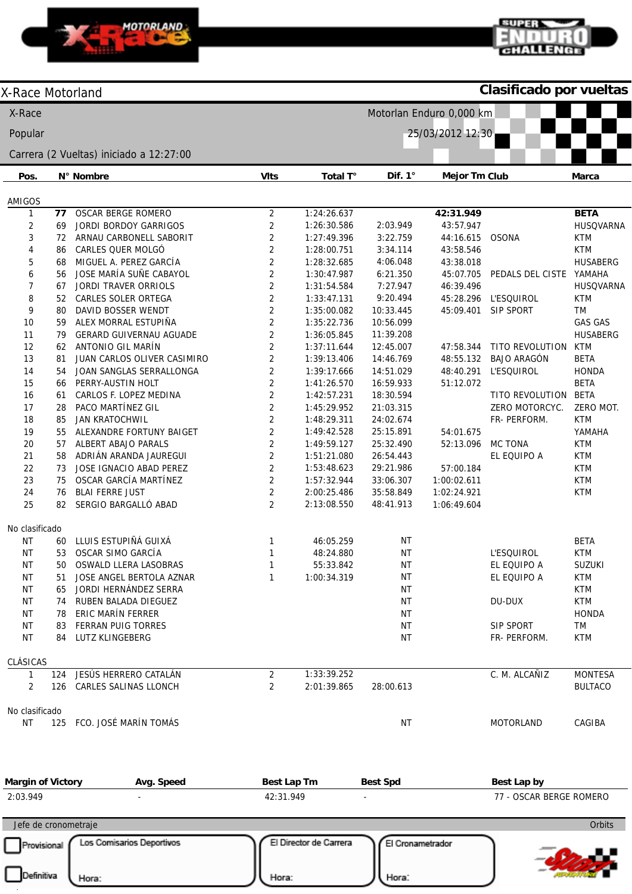X-Race Motorland

**Clasificado por vueltas**

X-Race — Motorlan Enduro 0,000 km

Popular — 25/03/2012 12:30

Carrera (2 Vueltas) iniciado a 12:27:00

| Pos. | N° | Nombre | Vlts | Total T° | Dif. 1° | Mejor Tm | Club | Marca |
|---|---|---|---|---|---|---|---|---|
| **AMIGOS** | | | | | | | | |
| 1 | **77** | OSCAR BERGE ROMERO | 2 | 1:24:26.637 | | **42:31.949** | | **BETA** |
| 2 | 69 | JORDI BORDOY GARRIGOS | 2 | 1:26:30.586 | 2:03.949 | 43:57.947 | | HUSQVARNA |
| 3 | 72 | ARNAU CARBONELL SABORIT | 2 | 1:27:49.396 | 3:22.759 | 44:16.615 | OSONA | KTM |
| 4 | 86 | CARLES QUER MOLGÓ | 2 | 1:28:00.751 | 3:34.114 | 43:58.546 | | KTM |
| 5 | 68 | MIGUEL A. PEREZ GARCÍA | 2 | 1:28:32.685 | 4:06.048 | 43:38.018 | | HUSABERG |
| 6 | 56 | JOSE MARÍA SUÑE CABAYOL | 2 | 1:30:47.987 | 6:21.350 | 45:07.705 | PEDALS DEL CISTE | YAMAHA |
| 7 | 67 | JORDI TRAVER ORRIOLS | 2 | 1:31:54.584 | 7:27.947 | 46:39.496 | | HUSQVARNA |
| 8 | 52 | CARLES SOLER ORTEGA | 2 | 1:33:47.131 | 9:20.494 | 45:28.296 | L'ESQUIROL | KTM |
| 9 | 80 | DAVID BOSSER WENDT | 2 | 1:35:00.082 | 10:33.445 | 45:09.401 | SIP SPORT | TM |
| 10 | 59 | ALEX MORRAL ESTUPIÑA | 2 | 1:35:22.736 | 10:56.099 | | | GAS GAS |
| 11 | 79 | GERARD GUIVERNAU AGUADE | 2 | 1:36:05.845 | 11:39.208 | | | HUSABERG |
| 12 | 62 | ANTONIO GIL MARÍN | 2 | 1:37:11.644 | 12:45.007 | 47:58.344 | TITO REVOLUTION | KTM |
| 13 | 81 | JUAN CARLOS OLIVER CASIMIRO | 2 | 1:39:13.406 | 14:46.769 | 48:55.132 | BAJO ARAGÓN | BETA |
| 14 | 54 | JOAN SANGLAS SERRALLONGA | 2 | 1:39:17.666 | 14:51.029 | 48:40.291 | L'ESQUIROL | HONDA |
| 15 | 66 | PERRY-AUSTIN HOLT | 2 | 1:41:26.570 | 16:59.933 | 51:12.072 | | BETA |
| 16 | 61 | CARLOS F. LOPEZ MEDINA | 2 | 1:42:57.231 | 18:30.594 | | TITO REVOLUTION | BETA |
| 17 | 28 | PACO MARTÍNEZ GIL | 2 | 1:45:29.952 | 21:03.315 | | ZERO MOTORCYC. | ZERO MOT. |
| 18 | 85 | JAN KRATOCHWIL | 2 | 1:48:29.311 | 24:02.674 | | FR- PERFORM. | KTM |
| 19 | 55 | ALEXANDRE FORTUNY BAIGET | 2 | 1:49:42.528 | 25:15.891 | 54:01.675 | | YAMAHA |
| 20 | 57 | ALBERT ABAJO PARALS | 2 | 1:49:59.127 | 25:32.490 | 52:13.096 | MC TONA | KTM |
| 21 | 58 | ADRIÁN ARANDA JAUREGUI | 2 | 1:51:21.080 | 26:54.443 | | EL EQUIPO A | KTM |
| 22 | 73 | JOSE IGNACIO ABAD PEREZ | 2 | 1:53:48.623 | 29:21.986 | 57:00.184 | | KTM |
| 23 | 75 | OSCAR GARCÍA MARTÍNEZ | 2 | 1:57:32.944 | 33:06.307 | 1:00:02.611 | | KTM |
| 24 | 76 | BLAI FERRE JUST | 2 | 2:00:25.486 | 35:58.849 | 1:02:24.921 | | KTM |
| 25 | 82 | SERGIO BARGALLÓ ABAD | 2 | 2:13:08.550 | 48:41.913 | 1:06:49.604 | | |
| **No clasificado** | | | | | | | | |
| NT | 60 | LLUIS ESTUPIÑÁ GUIXÁ | 1 | 46:05.259 | NT | | | BETA |
| NT | 53 | OSCAR SIMO GARCÍA | 1 | 48:24.880 | NT | | L'ESQUIROL | KTM |
| NT | 50 | OSWALD LLERA LASOBRAS | 1 | 55:33.842 | NT | | EL EQUIPO A | SUZUKI |
| NT | 51 | JOSE ANGEL BERTOLA AZNAR | 1 | 1:00:34.319 | NT | | EL EQUIPO A | KTM |
| NT | 65 | JORDI HERNÁNDEZ SERRA | | | NT | | | KTM |
| NT | 74 | RUBEN BALADA DIEGUEZ | | | NT | | DU-DUX | KTM |
| NT | 78 | ERIC MARÍN FERRER | | | NT | | | HONDA |
| NT | 83 | FERRAN PUIG TORRES | | | NT | | SIP SPORT | TM |
| NT | 84 | LUTZ KLINGEBERG | | | NT | | FR- PERFORM. | KTM |
| **CLÁSICAS** | | | | | | | | |
| 1 | 124 | JESÚS HERRERO CATALÁN | 2 | 1:33:39.252 | | | C. M. ALCAÑIZ | MONTESA |
| 2 | 126 | CARLES SALINAS LLONCH | 2 | 2:01:39.865 | 28:00.613 | | | BULTACO |
| **No clasificado** | | | | | | | | |
| NT | 125 | FCO. JOSÉ MARÍN TOMÁS | | | NT | | MOTORLAND | CAGIBA |

| Margin of Victory | Avg. Speed | Best Lap Tm | Best Spd | Best Lap by |
|---|---|---|---|---|
| 2:03.949 | - | 42:31.949 | - | 77 - OSCAR BERGE ROMERO |

Jefe de cronometraje — Orbits

Provisional / Definitiva

Los Comisarios Deportivos — Hora:

El Director de Carrera — Hora:

El Cronometrador — Hora: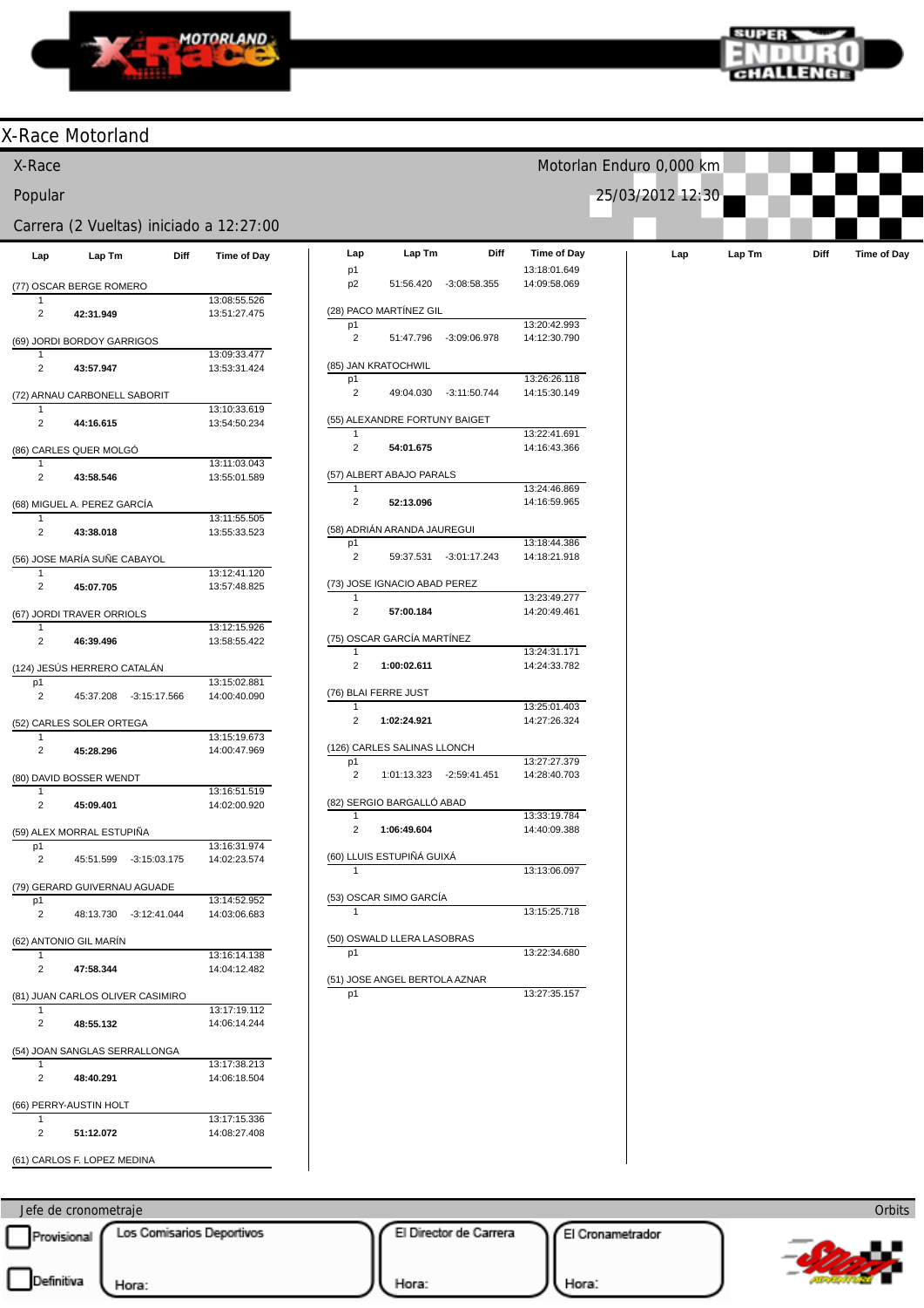# X-Race Motorland

X-Race

Motorlan Enduro 0,000 km

Popular

25/03/2012 12:30

Carrera (2 Vueltas) iniciado a 12:27:00

| Lap | Lap Tm | Diff | Time of Day |
|---|---|---|---|
| **(77) OSCAR BERGE ROMERO** | | | |
| 1 | | | 13:08:55.526 |
| 2 | **42:31.949** | | 13:51:27.475 |
| **(69) JORDI BORDOY GARRIGOS** | | | |
| 1 | | | 13:09:33.477 |
| 2 | **43:57.947** | | 13:53:31.424 |
| **(72) ARNAU CARBONELL SABORIT** | | | |
| 1 | | | 13:10:33.619 |
| 2 | **44:16.615** | | 13:54:50.234 |
| **(86) CARLES QUER MOLGÓ** | | | |
| 1 | | | 13:11:03.043 |
| 2 | **43:58.546** | | 13:55:01.589 |
| **(68) MIGUEL A. PEREZ GARCÍA** | | | |
| 1 | | | 13:11:55.505 |
| 2 | **43:38.018** | | 13:55:33.523 |
| **(56) JOSE MARÍA SUÑE CABAYOL** | | | |
| 1 | | | 13:12:41.120 |
| 2 | **45:07.705** | | 13:57:48.825 |
| **(67) JORDI TRAVER ORRIOLS** | | | |
| 1 | | | 13:12:15.926 |
| 2 | **46:39.496** | | 13:58:55.422 |
| **(124) JESÚS HERRERO CATALÁN** | | | |
| p1 | | | 13:15:02.881 |
| 2 | 45:37.208 | -3:15:17.566 | 14:00:40.090 |
| **(52) CARLES SOLER ORTEGA** | | | |
| 1 | | | 13:15:19.673 |
| 2 | **45:28.296** | | 14:00:47.969 |
| **(80) DAVID BOSSER WENDT** | | | |
| 1 | | | 13:16:51.519 |
| 2 | **45:09.401** | | 14:02:00.920 |
| **(59) ALEX MORRAL ESTUPIÑA** | | | |
| p1 | | | 13:16:31.974 |
| 2 | 45:51.599 | -3:15:03.175 | 14:02:23.574 |
| **(79) GERARD GUIVERNAU AGUADE** | | | |
| p1 | | | 13:14:52.952 |
| 2 | 48:13.730 | -3:12:41.044 | 14:03:06.683 |
| **(62) ANTONIO GIL MARÍN** | | | |
| 1 | | | 13:16:14.138 |
| 2 | **47:58.344** | | 14:04:12.482 |
| **(81) JUAN CARLOS OLIVER CASIMIRO** | | | |
| 1 | | | 13:17:19.112 |
| 2 | **48:55.132** | | 14:06:14.244 |
| **(54) JOAN SANGLAS SERRALLONGA** | | | |
| 1 | | | 13:17:38.213 |
| 2 | **48:40.291** | | 14:06:18.504 |
| **(66) PERRY-AUSTIN HOLT** | | | |
| 1 | | | 13:17:15.336 |
| 2 | **51:12.072** | | 14:08:27.408 |
| **(61) CARLOS F. LOPEZ MEDINA** | | | |
| p1 | | | 13:18:01.649 |
| p2 | 51:56.420 | -3:08:58.355 | 14:09:58.069 |
| **(28) PACO MARTÍNEZ GIL** | | | |
| p1 | | | 13:20:42.993 |
| 2 | 51:47.796 | -3:09:06.978 | 14:12:30.790 |
| **(85) JAN KRATOCHWIL** | | | |
| p1 | | | 13:26:26.118 |
| 2 | 49:04.030 | -3:11:50.744 | 14:15:30.149 |
| **(55) ALEXANDRE FORTUNY BAIGET** | | | |
| 1 | | | 13:22:41.691 |
| 2 | **54:01.675** | | 14:16:43.366 |
| **(57) ALBERT ABAJO PARALS** | | | |
| 1 | | | 13:24:46.869 |
| 2 | **52:13.096** | | 14:16:59.965 |
| **(58) ADRIÁN ARANDA JAUREGUI** | | | |
| p1 | | | 13:18:44.386 |
| 2 | 59:37.531 | -3:01:17.243 | 14:18:21.918 |
| **(73) JOSE IGNACIO ABAD PEREZ** | | | |
| 1 | | | 13:23:49.277 |
| 2 | **57:00.184** | | 14:20:49.461 |
| **(75) OSCAR GARCÍA MARTÍNEZ** | | | |
| 1 | | | 13:24:31.171 |
| 2 | **1:00:02.611** | | 14:24:33.782 |
| **(76) BLAI FERRE JUST** | | | |
| 1 | | | 13:25:01.403 |
| 2 | **1:02:24.921** | | 14:27:26.324 |
| **(126) CARLES SALINAS LLONCH** | | | |
| p1 | | | 13:27:27.379 |
| 2 | 1:01:13.323 | -2:59:41.451 | 14:28:40.703 |
| **(82) SERGIO BARGALLÓ ABAD** | | | |
| 1 | | | 13:33:19.784 |
| 2 | **1:06:49.604** | | 14:40:09.388 |
| **(60) LLUIS ESTUPIÑÁ GUIXÁ** | | | |
| 1 | | | 13:13:06.097 |
| **(53) OSCAR SIMO GARCÍA** | | | |
| 1 | | | 13:15:25.718 |
| **(50) OSWALD LLERA LASOBRAS** | | | |
| p1 | | | 13:22:34.680 |
| **(51) JOSE ANGEL BERTOLA AZNAR** | | | |
| p1 | | | 13:27:35.157 |

Jefe de cronometraje

Orbits

Provisional

Definitiva

Los Comisarios Deportivos

Hora:

El Director de Carrera

Hora:

El Cronometrador

Hora: